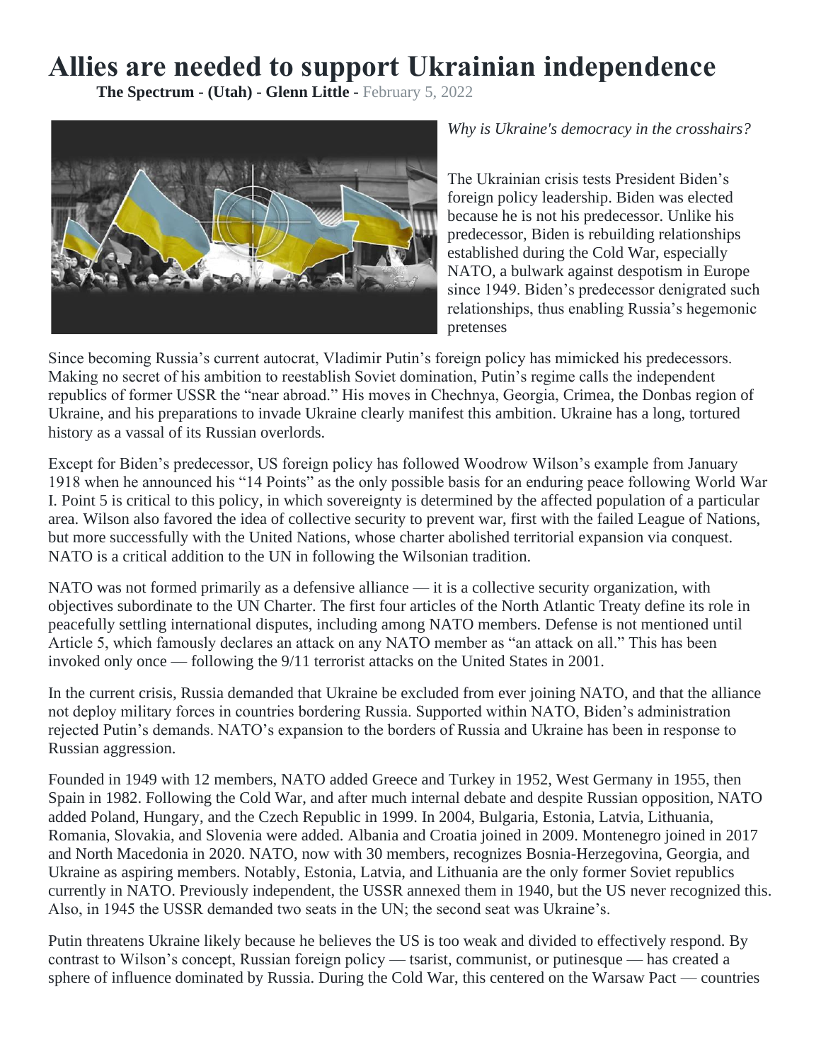# Allies are needed to support Ukrainian independence

**The Spectrum - (Utah) - Glenn Little -** February 5, 2022

*Why is Ukraine's democracy in the crosshairs?*

The Ukrainian crisis tests President Biden's foreign policy leadership. Biden was elected because he is not his predecessor. Unlike his predecessor, Biden is rebuilding relationships established during the Cold War, especially NATO, a bulwark against despotism in Europe since 1949. Biden's predecessor denigrated such relationships, thus enabling Russia's hegemonic pretenses

Since becoming Russia's current autocrat, Vladimir Putin's foreign policy has mimicked his predecessors. Making no secret of his ambition to reestablish Soviet domination, Putin's regime calls the independent republics of former USSR the "near abroad." His moves in Chechnya, Georgia, Crimea, the Donbas region of Ukraine, and his preparations to invade Ukraine clearly manifest this ambition. Ukraine has a long, tortured history as a vassal of its Russian overlords.

Except for Biden's predecessor, US foreign policy has followed Woodrow Wilson's example from January 1918 when he announced his "14 Points" as the only possible basis for an enduring peace following World War I. Point 5 is critical to this policy, in which sovereignty is determined by the affected population of a particular area. Wilson also favored the idea of collective security to prevent war, first with the failed League of Nations, but more successfully with the United Nations, whose charter abolished territorial expansion via conquest. NATO is a critical addition to the UN in following the Wilsonian tradition.

NATO was not formed primarily as a defensive alliance — it is a collective security organization, with objectives subordinate to the UN Charter. The first four articles of the North Atlantic Treaty define its role in peacefully settling international disputes, including among NATO members. Defense is not mentioned until Article 5, which famously declares an attack on any NATO member as "an attack on all." This has been invoked only once — following the 9/11 terrorist attacks on the United States in 2001.

In the current crisis, Russia demanded that Ukraine be excluded from ever joining NATO, and that the alliance not deploy military forces in countries bordering Russia. Supported within NATO, Biden's administration rejected Putin's demands. NATO's expansion to the borders of Russia and Ukraine has been in response to Russian aggression.

Founded in 1949 with 12 members, NATO added Greece and Turkey in 1952, West Germany in 1955, then Spain in 1982. Following the Cold War, and after much internal debate and despite Russian opposition, NATO added Poland, Hungary, and the Czech Republic in 1999. In 2004, Bulgaria, Estonia, Latvia, Lithuania, Romania, Slovakia, and Slovenia were added. Albania and Croatia joined in 2009. Montenegro joined in 2017 and North Macedonia in 2020. NATO, now with 30 members, recognizes Bosnia-Herzegovina, Georgia, and Ukraine as aspiring members. Notably, Estonia, Latvia, and Lithuania are the only former Soviet republics currently in NATO. Previously independent, the USSR annexed them in 1940, but the US never recognized this. Also, in 1945 the USSR demanded two seats in the UN; the second seat was Ukraine's.

Putin threatens Ukraine likely because he believes the US is too weak and divided to effectively respond. By contrast to Wilson's concept, Russian foreign policy — tsarist, communist, or putinesque — has created a sphere of influence dominated by Russia. During the Cold War, this centered on the Warsaw Pact — countries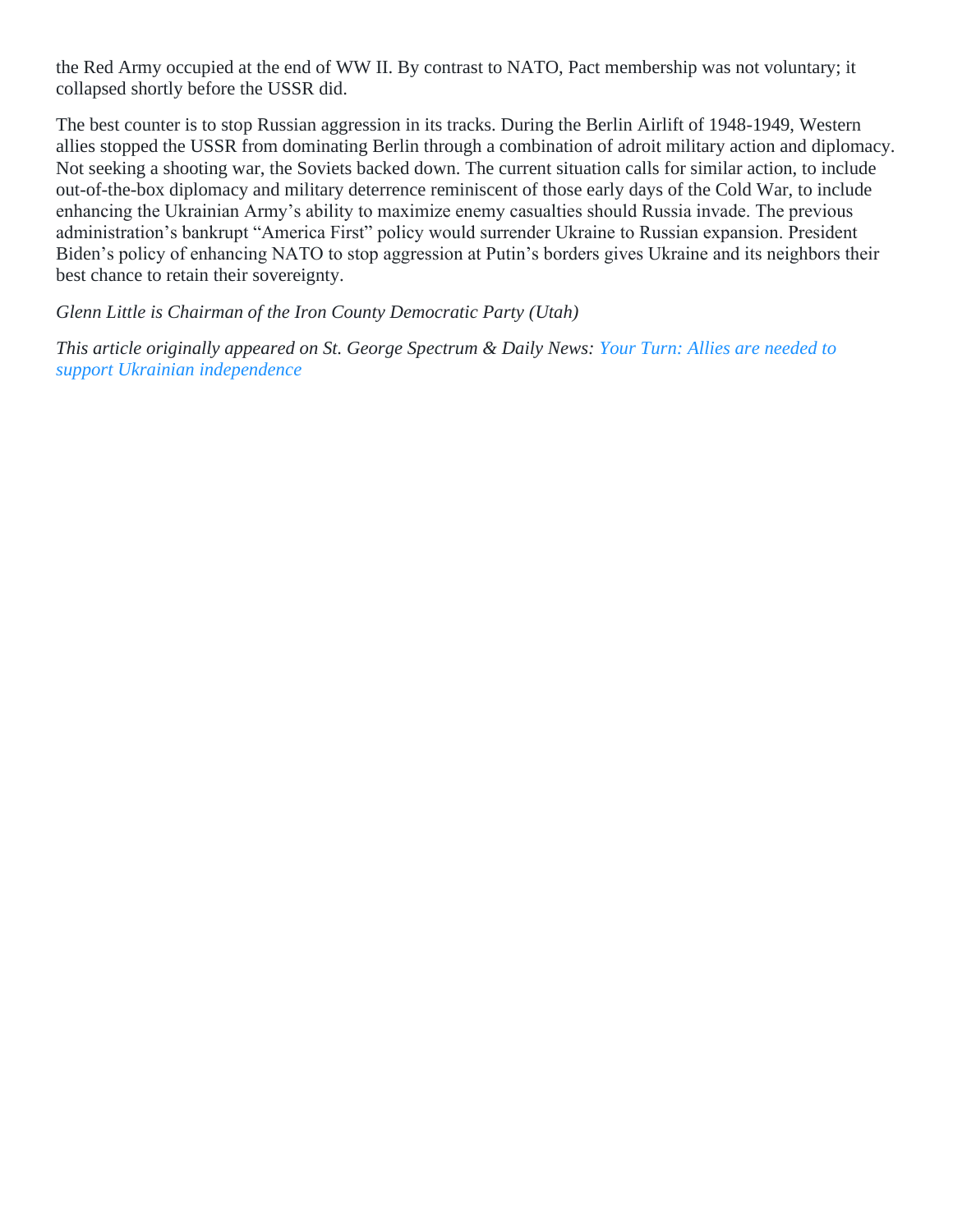the Red Army occupied at the end of WW II. By contrast to NATO, Pact membership was not voluntary; it collapsed shortly before the USSR did.

The best counter is to stop Russian aggression in its tracks. During the Berlin Airlift of 1948-1949, Western allies stopped the USSR from dominating Berlin through a combination of adroit military action and diplomacy. Not seeking a shooting war, the Soviets backed down. The current situation calls for similar action, to include out-of-the-box diplomacy and military deterrence reminiscent of those early days of the Cold War, to include enhancing the Ukrainian Army's ability to maximize enemy casualties should Russia invade. The previous administration's bankrupt "America First" policy would surrender Ukraine to Russian expansion. President Biden's policy of enhancing NATO to stop aggression at Putin's borders gives Ukraine and its neighbors their best chance to retain their sovereignty.

*Glenn Little is Chairman of the Iron County Democratic Party (Utah)*

*This article originally appeared on St. George Spectrum & Daily News: Your Turn: Allies are needed to support Ukrainian independence*